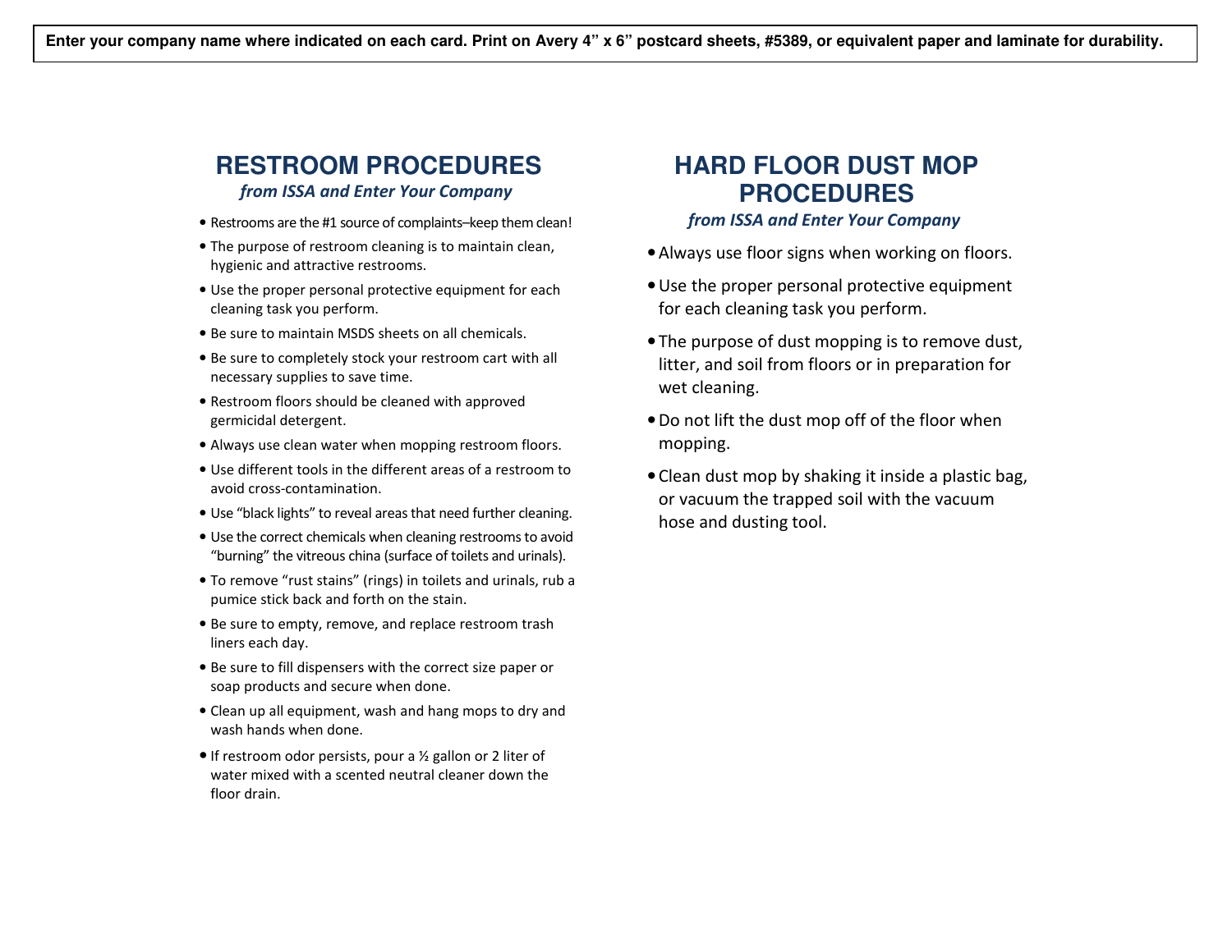**Enter your company name where indicated on each card. Print on Avery 4" x 6" postcard sheets, #5389, or equivalent paper and laminate for durability.**

## RESTROOM PROCEDURES

*from ISSA and Enter Your Company*

- Restrooms are the #1 source of complaints–keep them clean!
- The purpose of restroom cleaning is to maintain clean, hygienic and attractive restrooms.
- Use the proper personal protective equipment for each cleaning task you perform.
- Be sure to maintain MSDS sheets on all chemicals.
- Be sure to completely stock your restroom cart with all necessary supplies to save time.
- Restroom floors should be cleaned with approved germicidal detergent.
- Always use clean water when mopping restroom floors.
- Use different tools in the different areas of a restroom to avoid cross-contamination.
- Use "black lights" to reveal areas that need further cleaning.
- Use the correct chemicals when cleaning restrooms to avoid "burning" the vitreous china (surface of toilets and urinals).
- To remove "rust stains" (rings) in toilets and urinals, rub a pumice stick back and forth on the stain.
- Be sure to empty, remove, and replace restroom trash liners each day.
- Be sure to fill dispensers with the correct size paper or soap products and secure when done.
- Clean up all equipment, wash and hang mops to dry and wash hands when done.
- If restroom odor persists, pour a ½ gallon or 2 liter of water mixed with a scented neutral cleaner down the floor drain.

## HARD FLOOR DUST MOP PROCEDURES

*from ISSA and Enter Your Company*

- Always use floor signs when working on floors.
- Use the proper personal protective equipment for each cleaning task you perform.
- The purpose of dust mopping is to remove dust, litter, and soil from floors or in preparation for wet cleaning.
- Do not lift the dust mop off of the floor when mopping.
- Clean dust mop by shaking it inside a plastic bag, or vacuum the trapped soil with the vacuum hose and dusting tool.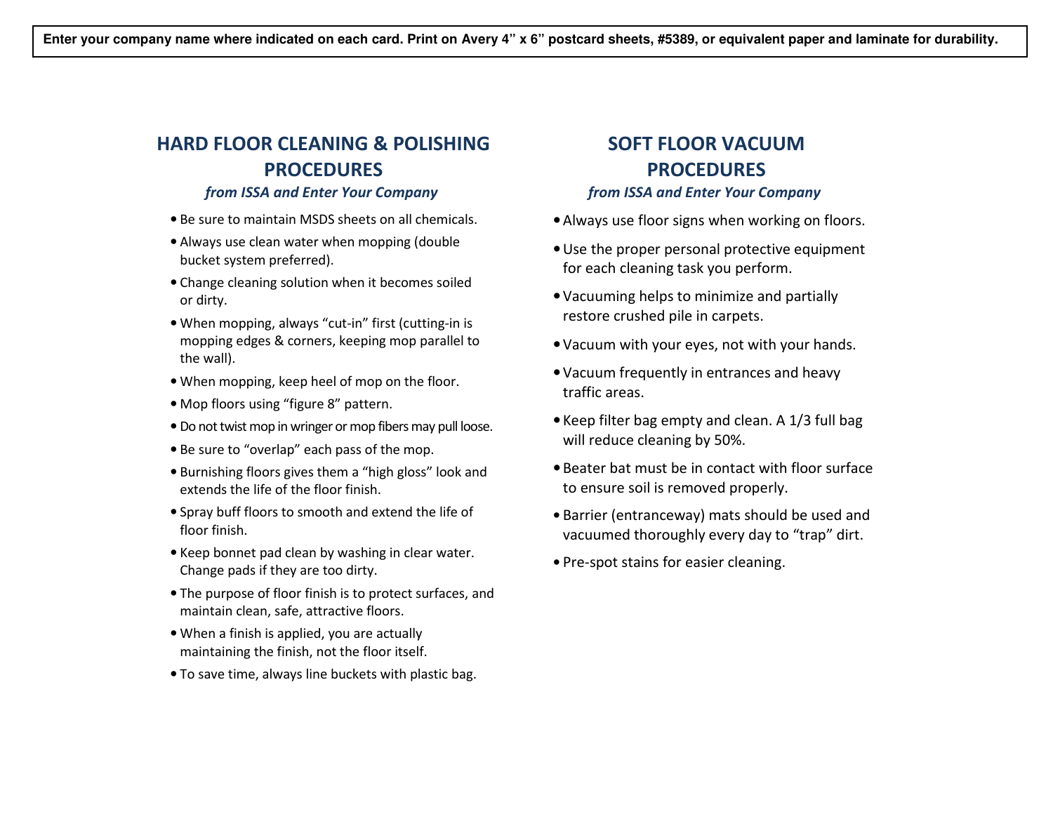**Enter your company name where indicated on each card. Print on Avery 4" x 6" postcard sheets, #5389, or equivalent paper and laminate for durability.**

## HARD FLOOR CLEANING & POLISHING PROCEDURES

***from ISSA and Enter Your Company***

- Be sure to maintain MSDS sheets on all chemicals.
- Always use clean water when mopping (double bucket system preferred).
- Change cleaning solution when it becomes soiled or dirty.
- When mopping, always "cut-in" first (cutting-in is mopping edges & corners, keeping mop parallel to the wall).
- When mopping, keep heel of mop on the floor.
- Mop floors using "figure 8" pattern.
- Do not twist mop in wringer or mop fibers may pull loose.
- Be sure to "overlap" each pass of the mop.
- Burnishing floors gives them a "high gloss" look and extends the life of the floor finish.
- Spray buff floors to smooth and extend the life of floor finish.
- Keep bonnet pad clean by washing in clear water. Change pads if they are too dirty.
- The purpose of floor finish is to protect surfaces, and maintain clean, safe, attractive floors.
- When a finish is applied, you are actually maintaining the finish, not the floor itself.
- To save time, always line buckets with plastic bag.

## SOFT FLOOR VACUUM PROCEDURES

***from ISSA and Enter Your Company***

- Always use floor signs when working on floors.
- Use the proper personal protective equipment for each cleaning task you perform.
- Vacuuming helps to minimize and partially restore crushed pile in carpets.
- Vacuum with your eyes, not with your hands.
- Vacuum frequently in entrances and heavy traffic areas.
- Keep filter bag empty and clean. A 1/3 full bag will reduce cleaning by 50%.
- Beater bat must be in contact with floor surface to ensure soil is removed properly.
- Barrier (entranceway) mats should be used and vacuumed thoroughly every day to "trap" dirt.
- Pre-spot stains for easier cleaning.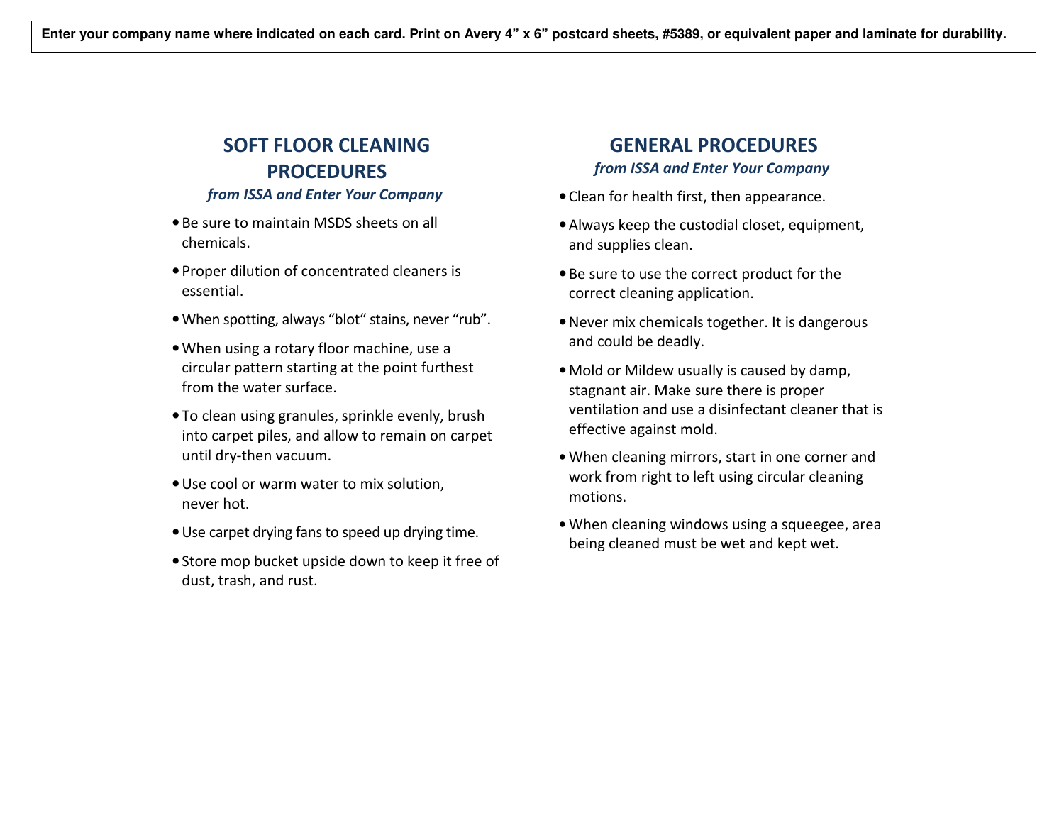**Enter your company name where indicated on each card. Print on Avery 4" x 6" postcard sheets, #5389, or equivalent paper and laminate for durability.**

## SOFT FLOOR CLEANING PROCEDURES

*from ISSA and Enter Your Company*

- Be sure to maintain MSDS sheets on all chemicals.
- Proper dilution of concentrated cleaners is essential.
- When spotting, always "blot" stains, never "rub".
- When using a rotary floor machine, use a circular pattern starting at the point furthest from the water surface.
- To clean using granules, sprinkle evenly, brush into carpet piles, and allow to remain on carpet until dry-then vacuum.
- Use cool or warm water to mix solution, never hot.
- Use carpet drying fans to speed up drying time.
- Store mop bucket upside down to keep it free of dust, trash, and rust.

## GENERAL PROCEDURES

*from ISSA and Enter Your Company*

- Clean for health first, then appearance.
- Always keep the custodial closet, equipment, and supplies clean.
- Be sure to use the correct product for the correct cleaning application.
- Never mix chemicals together. It is dangerous and could be deadly.
- Mold or Mildew usually is caused by damp, stagnant air. Make sure there is proper ventilation and use a disinfectant cleaner that is effective against mold.
- When cleaning mirrors, start in one corner and work from right to left using circular cleaning motions.
- When cleaning windows using a squeegee, area being cleaned must be wet and kept wet.